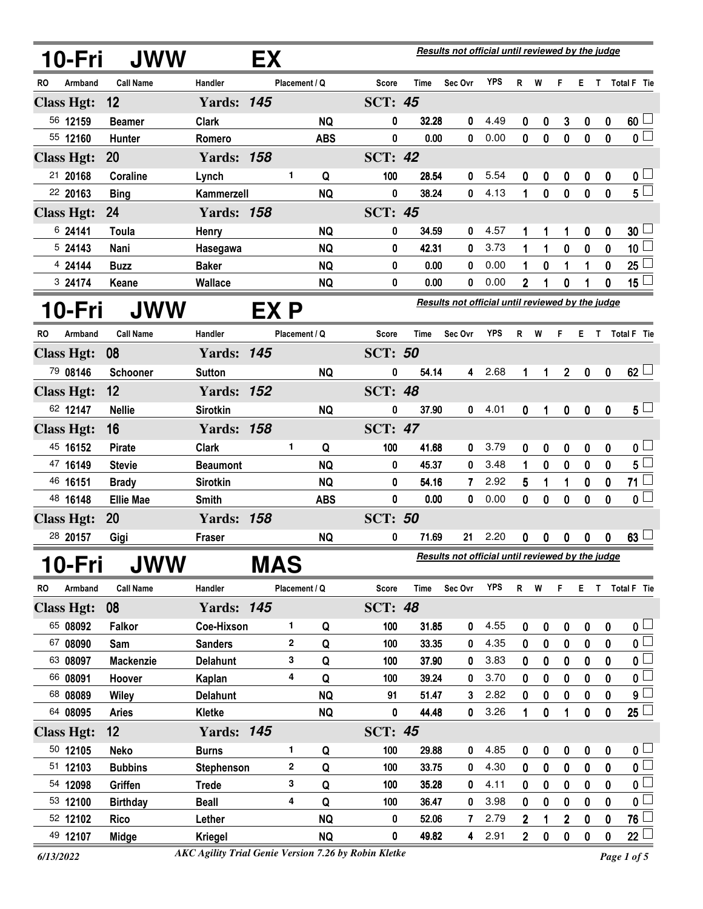## 10-Fri JWW EX

*Results not official until reviewed by the judge*

| RO | Armband | Call Name | Handler | Placement | Q | Score | Time | Sec Ovr | YPS | R | W | F | E | T | Total F | Tie |
|---|---|---|---|---|---|---|---|---|---|---|---|---|---|---|---|---|
| **Class Hgt: 12** | | | **Yards: 145** | | | **SCT: 45** | | | | | | | | | | |
| 56 | 12159 | Beamer | Clark | | NQ | 0 | 32.28 | 0 | 4.49 | 0 | 0 | 3 | 0 | 0 | 60 | |
| 55 | 12160 | Hunter | Romero | | ABS | 0 | 0.00 | 0 | 0.00 | 0 | 0 | 0 | 0 | 0 | 0 | |
| **Class Hgt: 20** | | | **Yards: 158** | | | **SCT: 42** | | | | | | | | | | |
| 21 | 20168 | Coraline | Lynch | 1 | Q | 100 | 28.54 | 0 | 5.54 | 0 | 0 | 0 | 0 | 0 | 0 | |
| 22 | 20163 | Bing | Kammerzell | | NQ | 0 | 38.24 | 0 | 4.13 | 1 | 0 | 0 | 0 | 0 | 5 | |
| **Class Hgt: 24** | | | **Yards: 158** | | | **SCT: 45** | | | | | | | | | | |
| 6 | 24141 | Toula | Henry | | NQ | 0 | 34.59 | 0 | 4.57 | 1 | 1 | 1 | 0 | 0 | 30 | |
| 5 | 24143 | Nani | Hasegawa | | NQ | 0 | 42.31 | 0 | 3.73 | 1 | 1 | 0 | 0 | 0 | 10 | |
| 4 | 24144 | Buzz | Baker | | NQ | 0 | 0.00 | 0 | 0.00 | 1 | 0 | 1 | 1 | 0 | 25 | |
| 3 | 24174 | Keane | Wallace | | NQ | 0 | 0.00 | 0 | 0.00 | 2 | 1 | 0 | 1 | 0 | 15 | |

## 10-Fri JWW EX P

*Results not official until reviewed by the judge*

| RO | Armband | Call Name | Handler | Placement | Q | Score | Time | Sec Ovr | YPS | R | W | F | E | T | Total F | Tie |
|---|---|---|---|---|---|---|---|---|---|---|---|---|---|---|---|---|
| **Class Hgt: 08** | | | **Yards: 145** | | | **SCT: 50** | | | | | | | | | | |
| 79 | 08146 | Schooner | Sutton | | NQ | 0 | 54.14 | 4 | 2.68 | 1 | 1 | 2 | 0 | 0 | 62 | |
| **Class Hgt: 12** | | | **Yards: 152** | | | **SCT: 48** | | | | | | | | | | |
| 62 | 12147 | Nellie | Sirotkin | | NQ | 0 | 37.90 | 0 | 4.01 | 0 | 1 | 0 | 0 | 0 | 5 | |
| **Class Hgt: 16** | | | **Yards: 158** | | | **SCT: 47** | | | | | | | | | | |
| 45 | 16152 | Pirate | Clark | 1 | Q | 100 | 41.68 | 0 | 3.79 | 0 | 0 | 0 | 0 | 0 | 0 | |
| 47 | 16149 | Stevie | Beaumont | | NQ | 0 | 45.37 | 0 | 3.48 | 1 | 0 | 0 | 0 | 0 | 5 | |
| 46 | 16151 | Brady | Sirotkin | | NQ | 0 | 54.16 | 7 | 2.92 | 5 | 1 | 1 | 0 | 0 | 71 | |
| 48 | 16148 | Ellie Mae | Smith | | ABS | 0 | 0.00 | 0 | 0.00 | 0 | 0 | 0 | 0 | 0 | 0 | |
| **Class Hgt: 20** | | | **Yards: 158** | | | **SCT: 50** | | | | | | | | | | |
| 28 | 20157 | Gigi | Fraser | | NQ | 0 | 71.69 | 21 | 2.20 | 0 | 0 | 0 | 0 | 0 | 63 | |

## 10-Fri JWW MAS

*Results not official until reviewed by the judge*

| RO | Armband | Call Name | Handler | Placement | Q | Score | Time | Sec Ovr | YPS | R | W | F | E | T | Total F | Tie |
|---|---|---|---|---|---|---|---|---|---|---|---|---|---|---|---|---|
| **Class Hgt: 08** | | | **Yards: 145** | | | **SCT: 48** | | | | | | | | | | |
| 65 | 08092 | Falkor | Coe-Hixson | 1 | Q | 100 | 31.85 | 0 | 4.55 | 0 | 0 | 0 | 0 | 0 | 0 | |
| 67 | 08090 | Sam | Sanders | 2 | Q | 100 | 33.35 | 0 | 4.35 | 0 | 0 | 0 | 0 | 0 | 0 | |
| 63 | 08097 | Mackenzie | Delahunt | 3 | Q | 100 | 37.90 | 0 | 3.83 | 0 | 0 | 0 | 0 | 0 | 0 | |
| 66 | 08091 | Hoover | Kaplan | 4 | Q | 100 | 39.24 | 0 | 3.70 | 0 | 0 | 0 | 0 | 0 | 0 | |
| 68 | 08089 | Wiley | Delahunt | | NQ | 91 | 51.47 | 3 | 2.82 | 0 | 0 | 0 | 0 | 0 | 9 | |
| 64 | 08095 | Aries | Kletke | | NQ | 0 | 44.48 | 0 | 3.26 | 1 | 0 | 1 | 0 | 0 | 25 | |
| **Class Hgt: 12** | | | **Yards: 145** | | | **SCT: 45** | | | | | | | | | | |
| 50 | 12105 | Neko | Burns | 1 | Q | 100 | 29.88 | 0 | 4.85 | 0 | 0 | 0 | 0 | 0 | 0 | |
| 51 | 12103 | Bubbins | Stephenson | 2 | Q | 100 | 33.75 | 0 | 4.30 | 0 | 0 | 0 | 0 | 0 | 0 | |
| 54 | 12098 | Griffen | Trede | 3 | Q | 100 | 35.28 | 0 | 4.11 | 0 | 0 | 0 | 0 | 0 | 0 | |
| 53 | 12100 | Birthday | Beall | 4 | Q | 100 | 36.47 | 0 | 3.98 | 0 | 0 | 0 | 0 | 0 | 0 | |
| 52 | 12102 | Rico | Lether | | NQ | 0 | 52.06 | 7 | 2.79 | 2 | 1 | 2 | 0 | 0 | 76 | |
| 49 | 12107 | Midge | Kriegel | | NQ | 0 | 49.82 | 4 | 2.91 | 2 | 0 | 0 | 0 | 0 | 22 | |

*6/13/2022* — *AKC Agility Trial Genie Version 7.26 by Robin Kletke*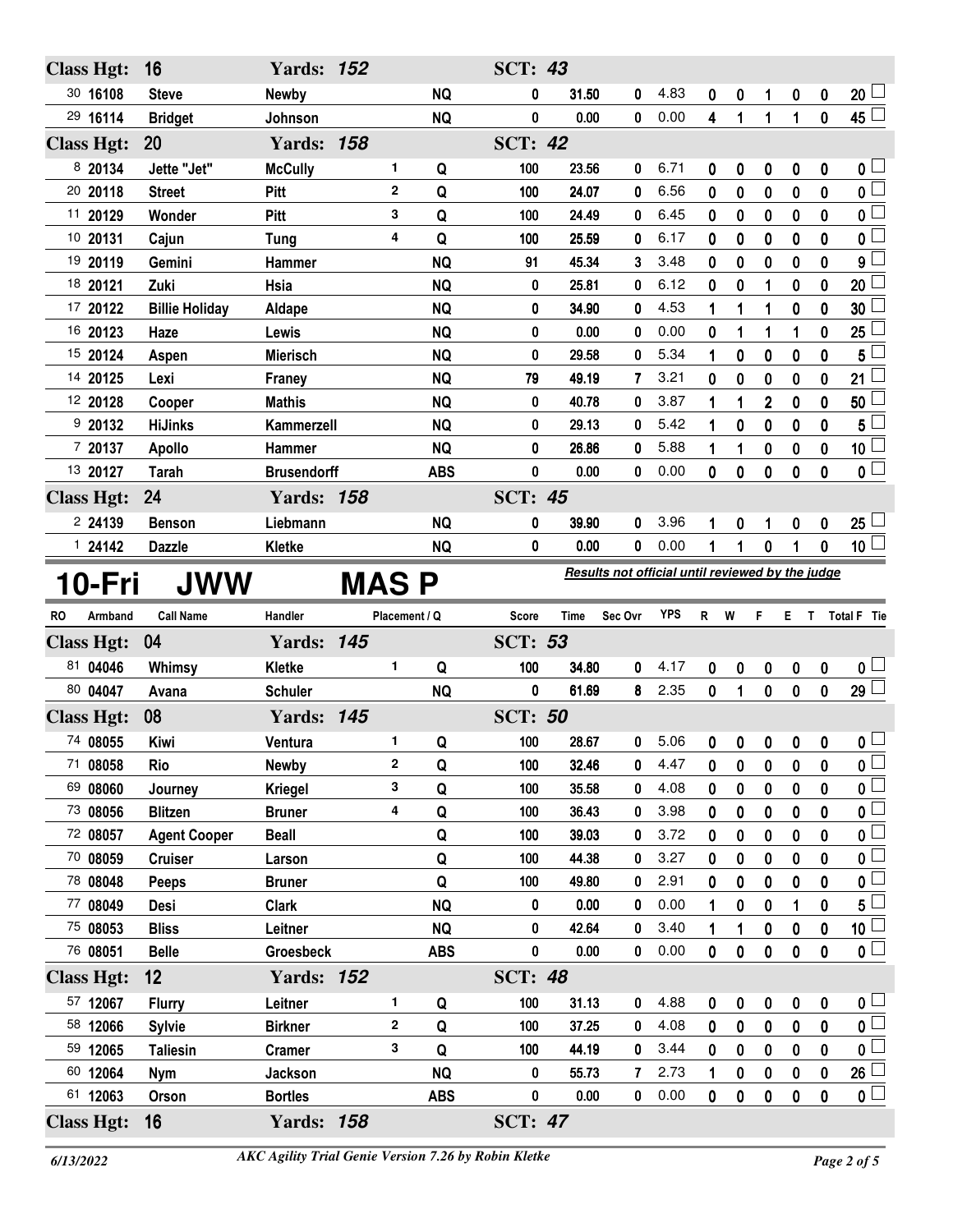| RO | Armband | Call Name | Handler | Placement | Q | Score | Time | Sec Ovr | YPS | R | W | F | E | T | Total F | Tie |
|---|---|---|---|---|---|---|---|---|---|---|---|---|---|---|---|---|
| **Class Hgt: 16** | | | **Yards: 152** | | | **SCT: 43** | | | | | | | | | | |
| 30 | 16108 | Steve | Newby | | NQ | 0 | 31.50 | 0 | 4.83 | 0 | 0 | 1 | 0 | 0 | 20 | |
| 29 | 16114 | Bridget | Johnson | | NQ | 0 | 0.00 | 0 | 0.00 | 4 | 1 | 1 | 1 | 0 | 45 | |
| **Class Hgt: 20** | | | **Yards: 158** | | | **SCT: 42** | | | | | | | | | | |
| 8 | 20134 | Jette "Jet" | McCully | 1 | Q | 100 | 23.56 | 0 | 6.71 | 0 | 0 | 0 | 0 | 0 | 0 | |
| 20 | 20118 | Street | Pitt | 2 | Q | 100 | 24.07 | 0 | 6.56 | 0 | 0 | 0 | 0 | 0 | 0 | |
| 11 | 20129 | Wonder | Pitt | 3 | Q | 100 | 24.49 | 0 | 6.45 | 0 | 0 | 0 | 0 | 0 | 0 | |
| 10 | 20131 | Cajun | Tung | 4 | Q | 100 | 25.59 | 0 | 6.17 | 0 | 0 | 0 | 0 | 0 | 0 | |
| 19 | 20119 | Gemini | Hammer | | NQ | 91 | 45.34 | 3 | 3.48 | 0 | 0 | 0 | 0 | 0 | 9 | |
| 18 | 20121 | Zuki | Hsia | | NQ | 0 | 25.81 | 0 | 6.12 | 0 | 0 | 1 | 0 | 0 | 20 | |
| 17 | 20122 | Billie Holiday | Aldape | | NQ | 0 | 34.90 | 0 | 4.53 | 1 | 1 | 1 | 0 | 0 | 30 | |
| 16 | 20123 | Haze | Lewis | | NQ | 0 | 0.00 | 0 | 0.00 | 0 | 1 | 1 | 1 | 0 | 25 | |
| 15 | 20124 | Aspen | Mierisch | | NQ | 0 | 29.58 | 0 | 5.34 | 1 | 0 | 0 | 0 | 0 | 5 | |
| 14 | 20125 | Lexi | Franey | | NQ | 79 | 49.19 | 7 | 3.21 | 0 | 0 | 0 | 0 | 0 | 21 | |
| 12 | 20128 | Cooper | Mathis | | NQ | 0 | 40.78 | 0 | 3.87 | 1 | 1 | 2 | 0 | 0 | 50 | |
| 9 | 20132 | HiJinks | Kammerzell | | NQ | 0 | 29.13 | 0 | 5.42 | 1 | 0 | 0 | 0 | 0 | 5 | |
| 7 | 20137 | Apollo | Hammer | | NQ | 0 | 26.86 | 0 | 5.88 | 1 | 1 | 0 | 0 | 0 | 10 | |
| 13 | 20127 | Tarah | Brusendorff | | ABS | 0 | 0.00 | 0 | 0.00 | 0 | 0 | 0 | 0 | 0 | 0 | |
| **Class Hgt: 24** | | | **Yards: 158** | | | **SCT: 45** | | | | | | | | | | |
| 2 | 24139 | Benson | Liebmann | | NQ | 0 | 39.90 | 0 | 3.96 | 1 | 0 | 1 | 0 | 0 | 25 | |
| 1 | 24142 | Dazzle | Kletke | | NQ | 0 | 0.00 | 0 | 0.00 | 1 | 1 | 0 | 1 | 0 | 10 | |

# 10-Fri JWW MAS P

*Results not official until reviewed by the judge*

| RO | Armband | Call Name | Handler | Placement | Q | Score | Time | Sec Ovr | YPS | R | W | F | E | T | Total F | Tie |
|---|---|---|---|---|---|---|---|---|---|---|---|---|---|---|---|---|
| **Class Hgt: 04** | | | **Yards: 145** | | | **SCT: 53** | | | | | | | | | | |
| 81 | 04046 | Whimsy | Kletke | 1 | Q | 100 | 34.80 | 0 | 4.17 | 0 | 0 | 0 | 0 | 0 | 0 | |
| 80 | 04047 | Avana | Schuler | | NQ | 0 | 61.69 | 8 | 2.35 | 0 | 1 | 0 | 0 | 0 | 29 | |
| **Class Hgt: 08** | | | **Yards: 145** | | | **SCT: 50** | | | | | | | | | | |
| 74 | 08055 | Kiwi | Ventura | 1 | Q | 100 | 28.67 | 0 | 5.06 | 0 | 0 | 0 | 0 | 0 | 0 | |
| 71 | 08058 | Rio | Newby | 2 | Q | 100 | 32.46 | 0 | 4.47 | 0 | 0 | 0 | 0 | 0 | 0 | |
| 69 | 08060 | Journey | Kriegel | 3 | Q | 100 | 35.58 | 0 | 4.08 | 0 | 0 | 0 | 0 | 0 | 0 | |
| 73 | 08056 | Blitzen | Bruner | 4 | Q | 100 | 36.43 | 0 | 3.98 | 0 | 0 | 0 | 0 | 0 | 0 | |
| 72 | 08057 | Agent Cooper | Beall | | Q | 100 | 39.03 | 0 | 3.72 | 0 | 0 | 0 | 0 | 0 | 0 | |
| 70 | 08059 | Cruiser | Larson | | Q | 100 | 44.38 | 0 | 3.27 | 0 | 0 | 0 | 0 | 0 | 0 | |
| 78 | 08048 | Peeps | Bruner | | Q | 100 | 49.80 | 0 | 2.91 | 0 | 0 | 0 | 0 | 0 | 0 | |
| 77 | 08049 | Desi | Clark | | NQ | 0 | 0.00 | 0 | 0.00 | 1 | 0 | 0 | 1 | 0 | 5 | |
| 75 | 08053 | Bliss | Leitner | | NQ | 0 | 42.64 | 0 | 3.40 | 1 | 1 | 0 | 0 | 0 | 10 | |
| 76 | 08051 | Belle | Groesbeck | | ABS | 0 | 0.00 | 0 | 0.00 | 0 | 0 | 0 | 0 | 0 | 0 | |
| **Class Hgt: 12** | | | **Yards: 152** | | | **SCT: 48** | | | | | | | | | | |
| 57 | 12067 | Flurry | Leitner | 1 | Q | 100 | 31.13 | 0 | 4.88 | 0 | 0 | 0 | 0 | 0 | 0 | |
| 58 | 12066 | Sylvie | Birkner | 2 | Q | 100 | 37.25 | 0 | 4.08 | 0 | 0 | 0 | 0 | 0 | 0 | |
| 59 | 12065 | Taliesin | Cramer | 3 | Q | 100 | 44.19 | 0 | 3.44 | 0 | 0 | 0 | 0 | 0 | 0 | |
| 60 | 12064 | Nym | Jackson | | NQ | 0 | 55.73 | 7 | 2.73 | 1 | 0 | 0 | 0 | 0 | 26 | |
| 61 | 12063 | Orson | Bortles | | ABS | 0 | 0.00 | 0 | 0.00 | 0 | 0 | 0 | 0 | 0 | 0 | |
| **Class Hgt: 16** | | | **Yards: 158** | | | **SCT: 47** | | | | | | | | | | |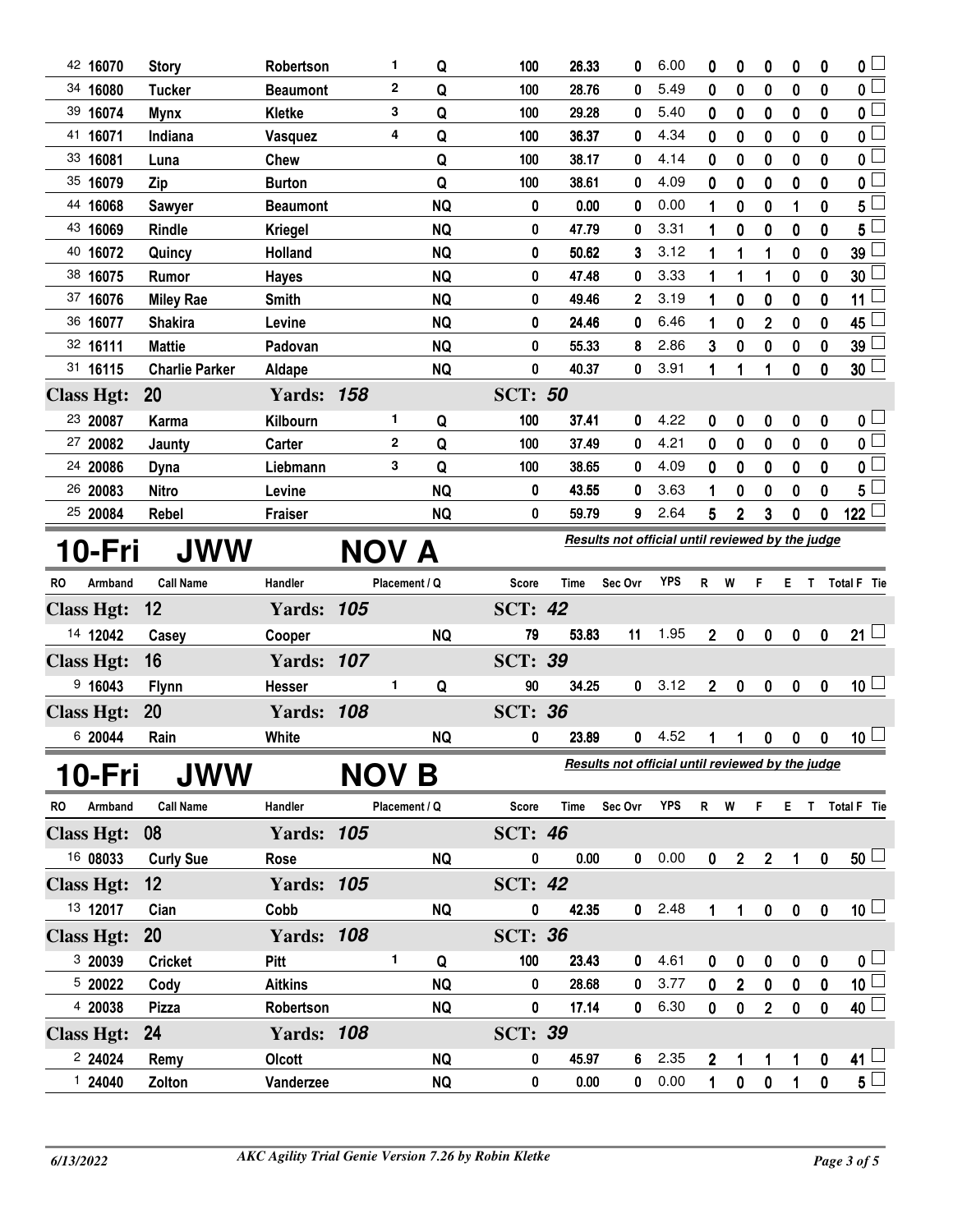| RO | Armband | Call Name | Handler | Placement | Q | Score | Time | Sec Ovr | YPS | R | W | F | E | T | Total F | Tie |
|---|---|---|---|---|---|---|---|---|---|---|---|---|---|---|---|---|
| 42 | 16070 | Story | Robertson | 1 | Q | 100 | 26.33 | 0 | 6.00 | 0 | 0 | 0 | 0 | 0 | 0 | |
| 34 | 16080 | Tucker | Beaumont | 2 | Q | 100 | 28.76 | 0 | 5.49 | 0 | 0 | 0 | 0 | 0 | 0 | |
| 39 | 16074 | Mynx | Kletke | 3 | Q | 100 | 29.28 | 0 | 5.40 | 0 | 0 | 0 | 0 | 0 | 0 | |
| 41 | 16071 | Indiana | Vasquez | 4 | Q | 100 | 36.37 | 0 | 4.34 | 0 | 0 | 0 | 0 | 0 | 0 | |
| 33 | 16081 | Luna | Chew | | Q | 100 | 38.17 | 0 | 4.14 | 0 | 0 | 0 | 0 | 0 | 0 | |
| 35 | 16079 | Zip | Burton | | Q | 100 | 38.61 | 0 | 4.09 | 0 | 0 | 0 | 0 | 0 | 0 | |
| 44 | 16068 | Sawyer | Beaumont | | NQ | 0 | 0.00 | 0 | 0.00 | 1 | 0 | 0 | 1 | 0 | 5 | |
| 43 | 16069 | Rindle | Kriegel | | NQ | 0 | 47.79 | 0 | 3.31 | 1 | 0 | 0 | 0 | 0 | 5 | |
| 40 | 16072 | Quincy | Holland | | NQ | 0 | 50.62 | 3 | 3.12 | 1 | 1 | 1 | 0 | 0 | 39 | |
| 38 | 16075 | Rumor | Hayes | | NQ | 0 | 47.48 | 0 | 3.33 | 1 | 1 | 1 | 0 | 0 | 30 | |
| 37 | 16076 | Miley Rae | Smith | | NQ | 0 | 49.46 | 2 | 3.19 | 1 | 0 | 0 | 0 | 0 | 11 | |
| 36 | 16077 | Shakira | Levine | | NQ | 0 | 24.46 | 0 | 6.46 | 1 | 0 | 2 | 0 | 0 | 45 | |
| 32 | 16111 | Mattie | Padovan | | NQ | 0 | 55.33 | 8 | 2.86 | 3 | 0 | 0 | 0 | 0 | 39 | |
| 31 | 16115 | Charlie Parker | Aldape | | NQ | 0 | 40.37 | 0 | 3.91 | 1 | 1 | 1 | 0 | 0 | 30 | |
| **Class Hgt: 20** | | | **Yards: 158** | | | **SCT: 50** | | | | | | | | | | |
| 23 | 20087 | Karma | Kilbourn | 1 | Q | 100 | 37.41 | 0 | 4.22 | 0 | 0 | 0 | 0 | 0 | 0 | |
| 27 | 20082 | Jaunty | Carter | 2 | Q | 100 | 37.49 | 0 | 4.21 | 0 | 0 | 0 | 0 | 0 | 0 | |
| 24 | 20086 | Dyna | Liebmann | 3 | Q | 100 | 38.65 | 0 | 4.09 | 0 | 0 | 0 | 0 | 0 | 0 | |
| 26 | 20083 | Nitro | Levine | | NQ | 0 | 43.55 | 0 | 3.63 | 1 | 0 | 0 | 0 | 0 | 5 | |
| 25 | 20084 | Rebel | Fraiser | | NQ | 0 | 59.79 | 9 | 2.64 | 5 | 2 | 3 | 0 | 0 | 122 | |

# 10-Fri JWW NOV A

*Results not official until reviewed by the judge*

| RO | Armband | Call Name | Handler | Placement | Q | Score | Time | Sec Ovr | YPS | R | W | F | E | T | Total F | Tie |
|---|---|---|---|---|---|---|---|---|---|---|---|---|---|---|---|---|
| **Class Hgt: 12** | | | **Yards: 105** | | | **SCT: 42** | | | | | | | | | | |
| 14 | 12042 | Casey | Cooper | | NQ | 79 | 53.83 | 11 | 1.95 | 2 | 0 | 0 | 0 | 0 | 21 | |
| **Class Hgt: 16** | | | **Yards: 107** | | | **SCT: 39** | | | | | | | | | | |
| 9 | 16043 | Flynn | Hesser | 1 | Q | 90 | 34.25 | 0 | 3.12 | 2 | 0 | 0 | 0 | 0 | 10 | |
| **Class Hgt: 20** | | | **Yards: 108** | | | **SCT: 36** | | | | | | | | | | |
| 6 | 20044 | Rain | White | | NQ | 0 | 23.89 | 0 | 4.52 | 1 | 1 | 0 | 0 | 0 | 10 | |

# 10-Fri JWW NOV B

*Results not official until reviewed by the judge*

| RO | Armband | Call Name | Handler | Placement | Q | Score | Time | Sec Ovr | YPS | R | W | F | E | T | Total F | Tie |
|---|---|---|---|---|---|---|---|---|---|---|---|---|---|---|---|---|
| **Class Hgt: 08** | | | **Yards: 105** | | | **SCT: 46** | | | | | | | | | | |
| 16 | 08033 | Curly Sue | Rose | | NQ | 0 | 0.00 | 0 | 0.00 | 0 | 2 | 2 | 1 | 0 | 50 | |
| **Class Hgt: 12** | | | **Yards: 105** | | | **SCT: 42** | | | | | | | | | | |
| 13 | 12017 | Cian | Cobb | | NQ | 0 | 42.35 | 0 | 2.48 | 1 | 1 | 0 | 0 | 0 | 10 | |
| **Class Hgt: 20** | | | **Yards: 108** | | | **SCT: 36** | | | | | | | | | | |
| 3 | 20039 | Cricket | Pitt | 1 | Q | 100 | 23.43 | 0 | 4.61 | 0 | 0 | 0 | 0 | 0 | 0 | |
| 5 | 20022 | Cody | Aitkins | | NQ | 0 | 28.68 | 0 | 3.77 | 0 | 2 | 0 | 0 | 0 | 10 | |
| 4 | 20038 | Pizza | Robertson | | NQ | 0 | 17.14 | 0 | 6.30 | 0 | 0 | 2 | 0 | 0 | 40 | |
| **Class Hgt: 24** | | | **Yards: 108** | | | **SCT: 39** | | | | | | | | | | |
| 2 | 24024 | Remy | Olcott | | NQ | 0 | 45.97 | 6 | 2.35 | 2 | 1 | 1 | 1 | 0 | 41 | |
| 1 | 24040 | Zolton | Vanderzee | | NQ | 0 | 0.00 | 0 | 0.00 | 1 | 0 | 0 | 1 | 0 | 5 | |

*AKC Agility Trial Genie Version 7.26 by Robin Kletke*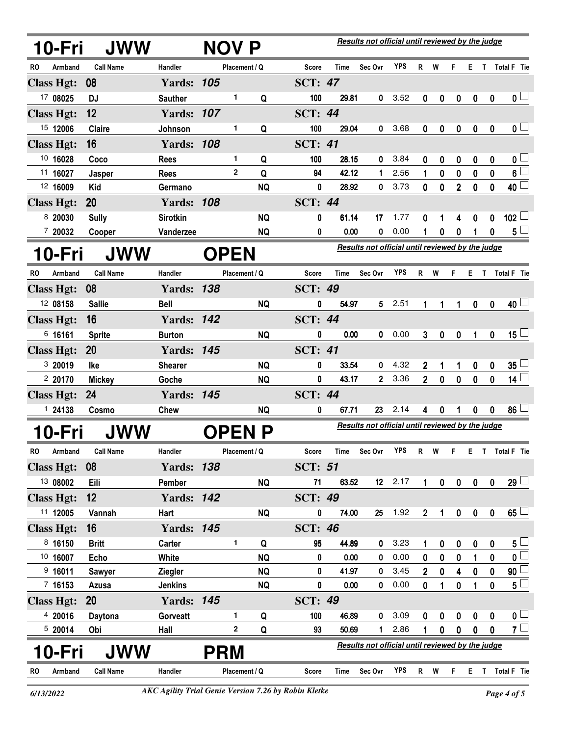## 10-Fri JWW NOV P

*Results not official until reviewed by the judge*

| RO | Armband | Call Name | Handler | Placement | Q | Score | Time | Sec Ovr | YPS | R | W | F | E | T | Total F | Tie |
|---|---|---|---|---|---|---|---|---|---|---|---|---|---|---|---|---|
| **Class Hgt: 08** | | | **Yards: 105** | | | **SCT: 47** | | | | | | | | | | |
| 17 | 08025 | DJ | Sauther | 1 | Q | 100 | 29.81 | 0 | 3.52 | 0 | 0 | 0 | 0 | 0 | 0 | |
| **Class Hgt: 12** | | | **Yards: 107** | | | **SCT: 44** | | | | | | | | | | |
| 15 | 12006 | Claire | Johnson | 1 | Q | 100 | 29.04 | 0 | 3.68 | 0 | 0 | 0 | 0 | 0 | 0 | |
| **Class Hgt: 16** | | | **Yards: 108** | | | **SCT: 41** | | | | | | | | | | |
| 10 | 16028 | Coco | Rees | 1 | Q | 100 | 28.15 | 0 | 3.84 | 0 | 0 | 0 | 0 | 0 | 0 | |
| 11 | 16027 | Jasper | Rees | 2 | Q | 94 | 42.12 | 1 | 2.56 | 1 | 0 | 0 | 0 | 0 | 6 | |
| 12 | 16009 | Kid | Germano | | NQ | 0 | 28.92 | 0 | 3.73 | 0 | 0 | 2 | 0 | 0 | 40 | |
| **Class Hgt: 20** | | | **Yards: 108** | | | **SCT: 44** | | | | | | | | | | |
| 8 | 20030 | Sully | Sirotkin | | NQ | 0 | 61.14 | 17 | 1.77 | 0 | 1 | 4 | 0 | 0 | 102 | |
| 7 | 20032 | Cooper | Vanderzee | | NQ | 0 | 0.00 | 0 | 0.00 | 1 | 0 | 0 | 1 | 0 | 5 | |

## 10-Fri JWW OPEN

*Results not official until reviewed by the judge*

| RO | Armband | Call Name | Handler | Placement | Q | Score | Time | Sec Ovr | YPS | R | W | F | E | T | Total F | Tie |
|---|---|---|---|---|---|---|---|---|---|---|---|---|---|---|---|---|
| **Class Hgt: 08** | | | **Yards: 138** | | | **SCT: 49** | | | | | | | | | | |
| 12 | 08158 | Sallie | Bell | | NQ | 0 | 54.97 | 5 | 2.51 | 1 | 1 | 1 | 0 | 0 | 40 | |
| **Class Hgt: 16** | | | **Yards: 142** | | | **SCT: 44** | | | | | | | | | | |
| 6 | 16161 | Sprite | Burton | | NQ | 0 | 0.00 | 0 | 0.00 | 3 | 0 | 0 | 1 | 0 | 15 | |
| **Class Hgt: 20** | | | **Yards: 145** | | | **SCT: 41** | | | | | | | | | | |
| 3 | 20019 | Ike | Shearer | | NQ | 0 | 33.54 | 0 | 4.32 | 2 | 1 | 1 | 0 | 0 | 35 | |
| 2 | 20170 | Mickey | Goche | | NQ | 0 | 43.17 | 2 | 3.36 | 2 | 0 | 0 | 0 | 0 | 14 | |
| **Class Hgt: 24** | | | **Yards: 145** | | | **SCT: 44** | | | | | | | | | | |
| 1 | 24138 | Cosmo | Chew | | NQ | 0 | 67.71 | 23 | 2.14 | 4 | 0 | 1 | 0 | 0 | 86 | |

## 10-Fri JWW OPEN P

*Results not official until reviewed by the judge*

| RO | Armband | Call Name | Handler | Placement | Q | Score | Time | Sec Ovr | YPS | R | W | F | E | T | Total F | Tie |
|---|---|---|---|---|---|---|---|---|---|---|---|---|---|---|---|---|
| **Class Hgt: 08** | | | **Yards: 138** | | | **SCT: 51** | | | | | | | | | | |
| 13 | 08002 | Eili | Pember | | NQ | 71 | 63.52 | 12 | 2.17 | 1 | 0 | 0 | 0 | 0 | 29 | |
| **Class Hgt: 12** | | | **Yards: 142** | | | **SCT: 49** | | | | | | | | | | |
| 11 | 12005 | Vannah | Hart | | NQ | 0 | 74.00 | 25 | 1.92 | 2 | 1 | 0 | 0 | 0 | 65 | |
| **Class Hgt: 16** | | | **Yards: 145** | | | **SCT: 46** | | | | | | | | | | |
| 8 | 16150 | Britt | Carter | 1 | Q | 95 | 44.89 | 0 | 3.23 | 1 | 0 | 0 | 0 | 0 | 5 | |
| 10 | 16007 | Echo | White | | NQ | 0 | 0.00 | 0 | 0.00 | 0 | 0 | 0 | 1 | 0 | 0 | |
| 9 | 16011 | Sawyer | Ziegler | | NQ | 0 | 41.97 | 0 | 3.45 | 2 | 0 | 4 | 0 | 0 | 90 | |
| 7 | 16153 | Azusa | Jenkins | | NQ | 0 | 0.00 | 0 | 0.00 | 0 | 1 | 0 | 1 | 0 | 5 | |
| **Class Hgt: 20** | | | **Yards: 145** | | | **SCT: 49** | | | | | | | | | | |
| 4 | 20016 | Daytona | Gorveatt | 1 | Q | 100 | 46.89 | 0 | 3.09 | 0 | 0 | 0 | 0 | 0 | 0 | |
| 5 | 20014 | Obi | Hall | 2 | Q | 93 | 50.69 | 1 | 2.86 | 1 | 0 | 0 | 0 | 0 | 7 | |

## 10-Fri JWW PRM

*Results not official until reviewed by the judge*

| RO | Armband | Call Name | Handler | Placement | Q | Score | Time | Sec Ovr | YPS | R | W | F | E | T | Total F | Tie |
|---|---|---|---|---|---|---|---|---|---|---|---|---|---|---|---|---|

6/13/2022 — *AKC Agility Trial Genie Version 7.26 by Robin Kletke*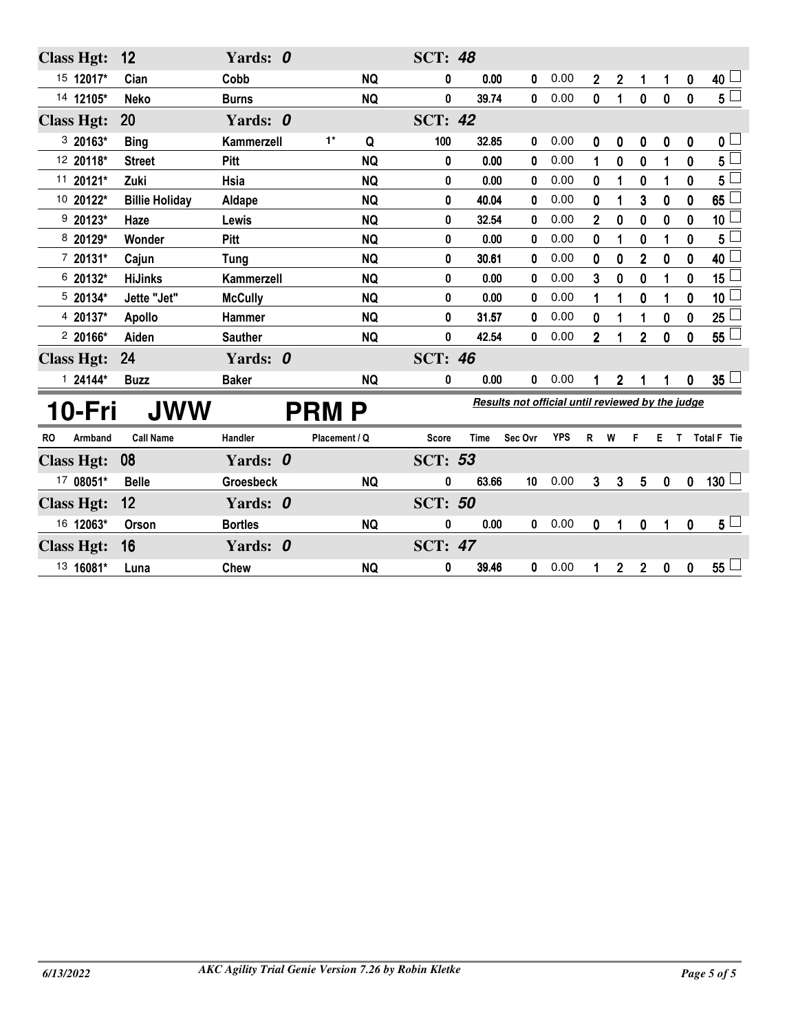| RO | Armband | Call Name | Handler | Placement / Q | | Score | Time | Sec Ovr | YPS | R | W | F | E | T | Total F | Tie |
|---|---|---|---|---|---|---|---|---|---|---|---|---|---|---|---|---|
| **Class Hgt: 12** | | | **Yards: 0** | | | **SCT: 48** | | | | | | | | | | |
| 15 | 12017* | Cian | Cobb | | NQ | 0 | 0.00 | 0 | 0.00 | 2 | 2 | 1 | 1 | 0 | 40 | ☐ |
| 14 | 12105* | Neko | Burns | | NQ | 0 | 39.74 | 0 | 0.00 | 0 | 1 | 0 | 0 | 0 | 5 | ☐ |
| **Class Hgt: 20** | | | **Yards: 0** | | | **SCT: 42** | | | | | | | | | | |
| 3 | 20163* | Bing | Kammerzell | 1* | Q | 100 | 32.85 | 0 | 0.00 | 0 | 0 | 0 | 0 | 0 | 0 | ☐ |
| 12 | 20118* | Street | Pitt | | NQ | 0 | 0.00 | 0 | 0.00 | 1 | 0 | 0 | 1 | 0 | 5 | ☐ |
| 11 | 20121* | Zuki | Hsia | | NQ | 0 | 0.00 | 0 | 0.00 | 0 | 1 | 0 | 1 | 0 | 5 | ☐ |
| 10 | 20122* | Billie Holiday | Aldape | | NQ | 0 | 40.04 | 0 | 0.00 | 0 | 1 | 3 | 0 | 0 | 65 | ☐ |
| 9 | 20123* | Haze | Lewis | | NQ | 0 | 32.54 | 0 | 0.00 | 2 | 0 | 0 | 0 | 0 | 10 | ☐ |
| 8 | 20129* | Wonder | Pitt | | NQ | 0 | 0.00 | 0 | 0.00 | 0 | 1 | 0 | 1 | 0 | 5 | ☐ |
| 7 | 20131* | Cajun | Tung | | NQ | 0 | 30.61 | 0 | 0.00 | 0 | 0 | 2 | 0 | 0 | 40 | ☐ |
| 6 | 20132* | HiJinks | Kammerzell | | NQ | 0 | 0.00 | 0 | 0.00 | 3 | 0 | 0 | 1 | 0 | 15 | ☐ |
| 5 | 20134* | Jette "Jet" | McCully | | NQ | 0 | 0.00 | 0 | 0.00 | 1 | 1 | 0 | 1 | 0 | 10 | ☐ |
| 4 | 20137* | Apollo | Hammer | | NQ | 0 | 31.57 | 0 | 0.00 | 0 | 1 | 1 | 0 | 0 | 25 | ☐ |
| 2 | 20166* | Aiden | Sauther | | NQ | 0 | 42.54 | 0 | 0.00 | 2 | 1 | 2 | 0 | 0 | 55 | ☐ |
| **Class Hgt: 24** | | | **Yards: 0** | | | **SCT: 46** | | | | | | | | | | |
| 1 | 24144* | Buzz | Baker | | NQ | 0 | 0.00 | 0 | 0.00 | 1 | 2 | 1 | 1 | 0 | 35 | ☐ |

# 10-Fri JWW PRM P

*Results not official until reviewed by the judge*

| RO | Armband | Call Name | Handler | Placement / Q | | Score | Time | Sec Ovr | YPS | R | W | F | E | T | Total F | Tie |
|---|---|---|---|---|---|---|---|---|---|---|---|---|---|---|---|---|
| **Class Hgt: 08** | | | **Yards: 0** | | | **SCT: 53** | | | | | | | | | | |
| 17 | 08051* | Belle | Groesbeck | | NQ | 0 | 63.66 | 10 | 0.00 | 3 | 3 | 5 | 0 | 0 | 130 | ☐ |
| **Class Hgt: 12** | | | **Yards: 0** | | | **SCT: 50** | | | | | | | | | | |
| 16 | 12063* | Orson | Bortles | | NQ | 0 | 0.00 | 0 | 0.00 | 0 | 1 | 0 | 1 | 0 | 5 | ☐ |
| **Class Hgt: 16** | | | **Yards: 0** | | | **SCT: 47** | | | | | | | | | | |
| 13 | 16081* | Luna | Chew | | NQ | 0 | 39.46 | 0 | 0.00 | 1 | 2 | 2 | 0 | 0 | 55 | ☐ |